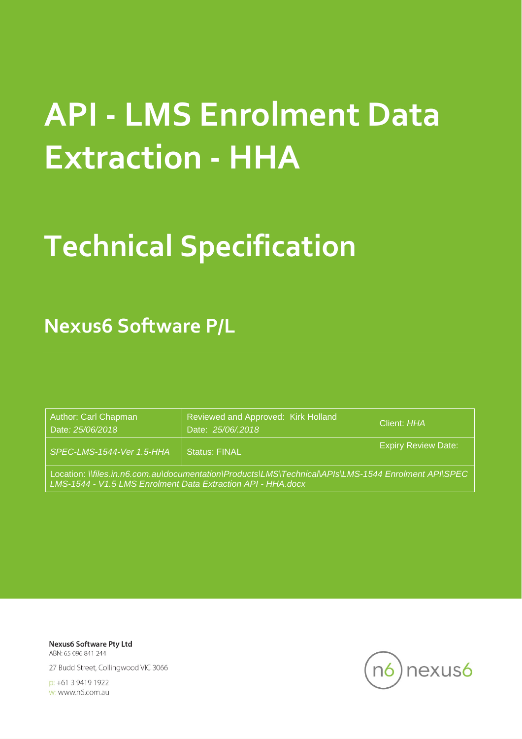# API - LMS Enrolment Data Extraction - HHA

# Technical Specification

## Nexus6 Software P/L

| Author: Carl Chapman<br>Date: *25/06/2018* | Reviewed and Approved: Kirk Holland<br>Date: *25/06/.2018* | Client: *HHA* |
|---|---|---|
| *SPEC-LMS-1544-Ver 1.5-HHA* | Status: FINAL | Expiry Review Date: |
| Location: *\\files.in.n6.com.au\documentation\Products\LMS\Technical\APIs\LMS-1544 Enrolment API\SPEC LMS-1544 - V1.5 LMS Enrolment Data Extraction API - HHA.docx* | | |

**Nexus6 Software Pty Ltd**
ABN: 65 096 841 244

27 Budd Street, Collingwood VIC 3066

p: +61 3 9419 1922
w: www.n6.com.au

n6 nexus6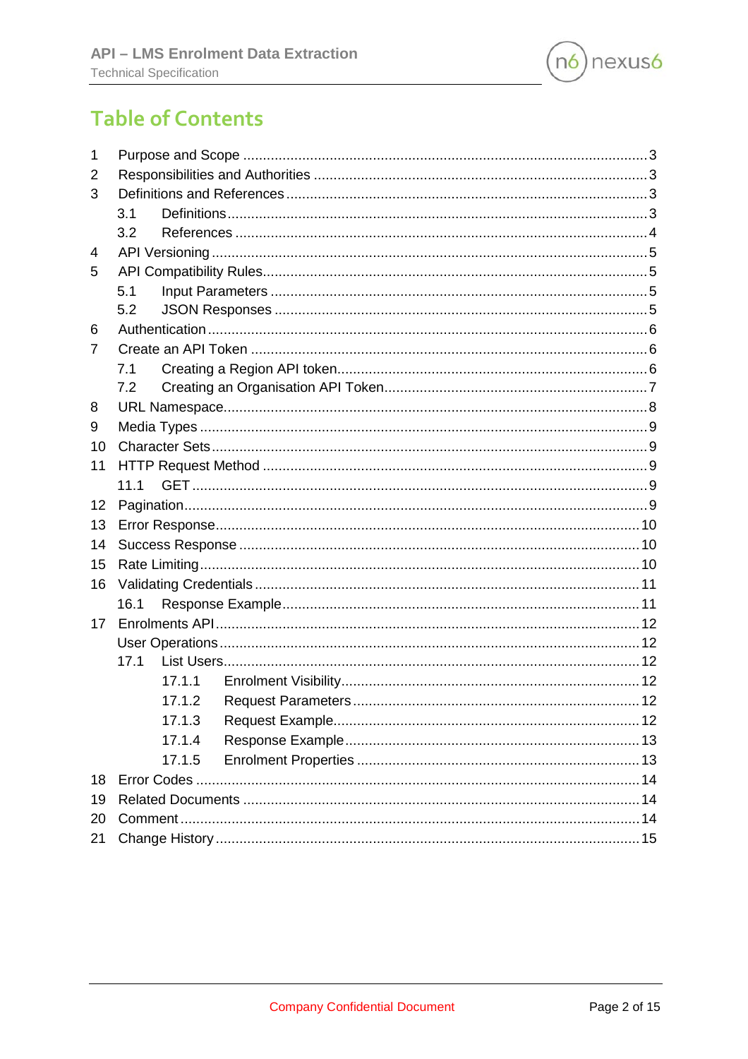# Table of Contents

1 Purpose and Scope ..... 3
2 Responsibilities and Authorities ..... 3
3 Definitions and References ..... 3
  3.1 Definitions ..... 3
  3.2 References ..... 4
4 API Versioning ..... 5
5 API Compatibility Rules ..... 5
  5.1 Input Parameters ..... 5
  5.2 JSON Responses ..... 5
6 Authentication ..... 6
7 Create an API Token ..... 6
  7.1 Creating a Region API token ..... 6
  7.2 Creating an Organisation API Token ..... 7
8 URL Namespace ..... 8
9 Media Types ..... 9
10 Character Sets ..... 9
11 HTTP Request Method ..... 9
  11.1 GET ..... 9
12 Pagination ..... 9
13 Error Response ..... 10
14 Success Response ..... 10
15 Rate Limiting ..... 10
16 Validating Credentials ..... 11
  16.1 Response Example ..... 11
17 Enrolments API ..... 12
  User Operations ..... 12
  17.1 List Users ..... 12
    17.1.1 Enrolment Visibility ..... 12
    17.1.2 Request Parameters ..... 12
    17.1.3 Request Example ..... 12
    17.1.4 Response Example ..... 13
    17.1.5 Enrolment Properties ..... 13
18 Error Codes ..... 14
19 Related Documents ..... 14
20 Comment ..... 14
21 Change History ..... 15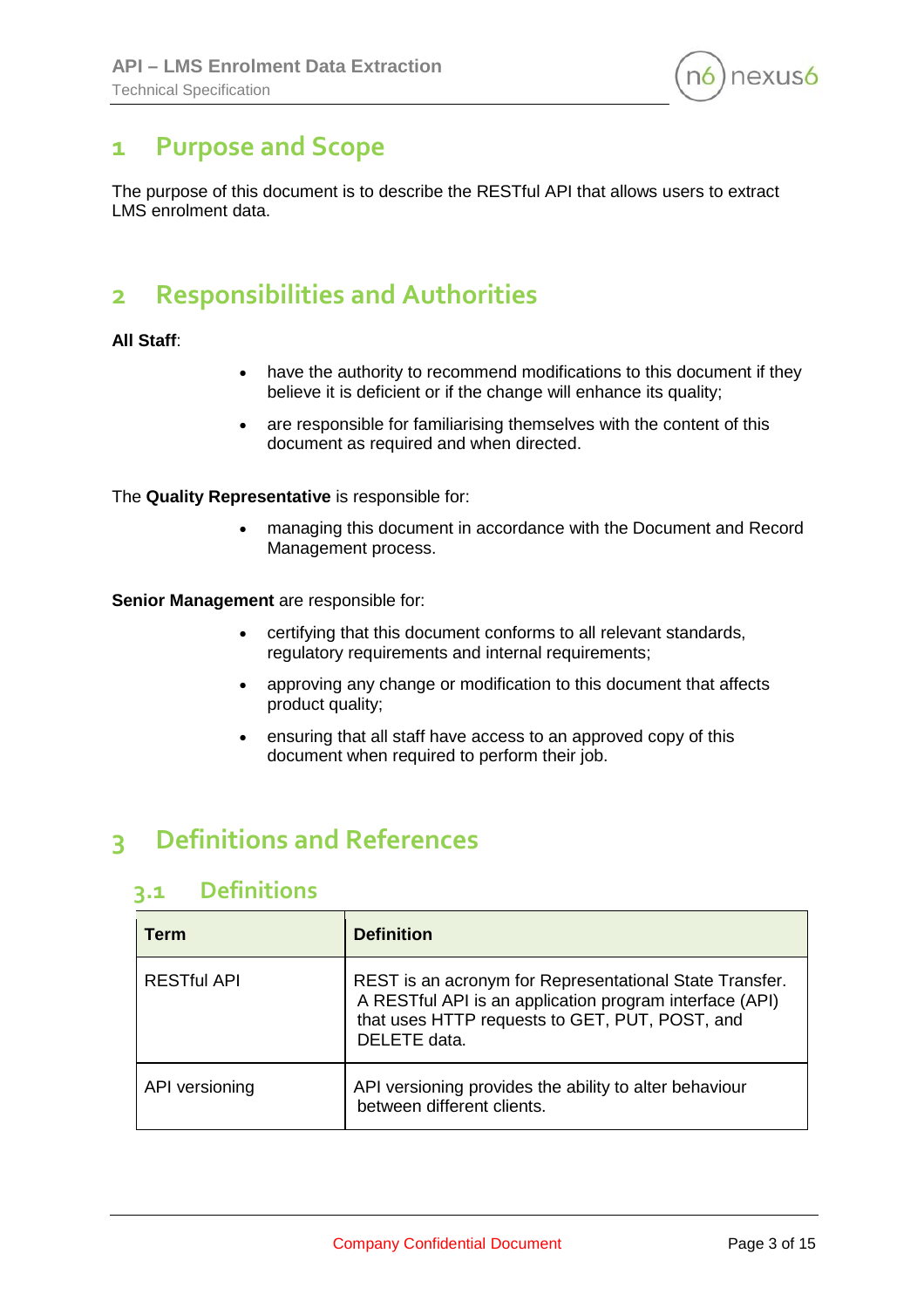# 1 Purpose and Scope

The purpose of this document is to describe the RESTful API that allows users to extract LMS enrolment data.

# 2 Responsibilities and Authorities

**All Staff**:

- have the authority to recommend modifications to this document if they believe it is deficient or if the change will enhance its quality;
- are responsible for familiarising themselves with the content of this document as required and when directed.

The **Quality Representative** is responsible for:

- managing this document in accordance with the Document and Record Management process.

**Senior Management** are responsible for:

- certifying that this document conforms to all relevant standards, regulatory requirements and internal requirements;
- approving any change or modification to this document that affects product quality;
- ensuring that all staff have access to an approved copy of this document when required to perform their job.

# 3 Definitions and References

## 3.1 Definitions

| Term | Definition |
| --- | --- |
| RESTful API | REST is an acronym for Representational State Transfer. A RESTful API is an application program interface (API) that uses HTTP requests to GET, PUT, POST, and DELETE data. |
| API versioning | API versioning provides the ability to alter behaviour between different clients. |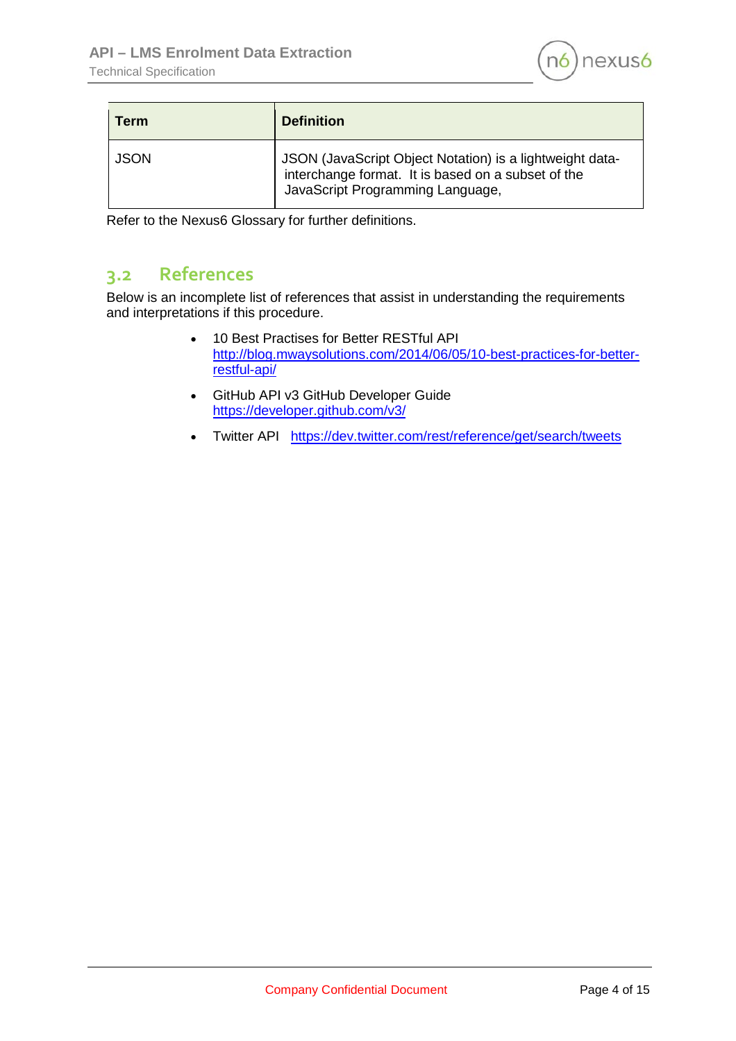| Term | Definition |
|---|---|
| JSON | JSON (JavaScript Object Notation) is a lightweight data-interchange format. It is based on a subset of the JavaScript Programming Language, |

Refer to the Nexus6 Glossary for further definitions.

## 3.2 References

Below is an incomplete list of references that assist in understanding the requirements and interpretations if this procedure.

- 10 Best Practises for Better RESTful API
  http://blog.mwaysolutions.com/2014/06/05/10-best-practices-for-better-restful-api/
- GitHub API v3 GitHub Developer Guide
  https://developer.github.com/v3/
- Twitter API https://dev.twitter.com/rest/reference/get/search/tweets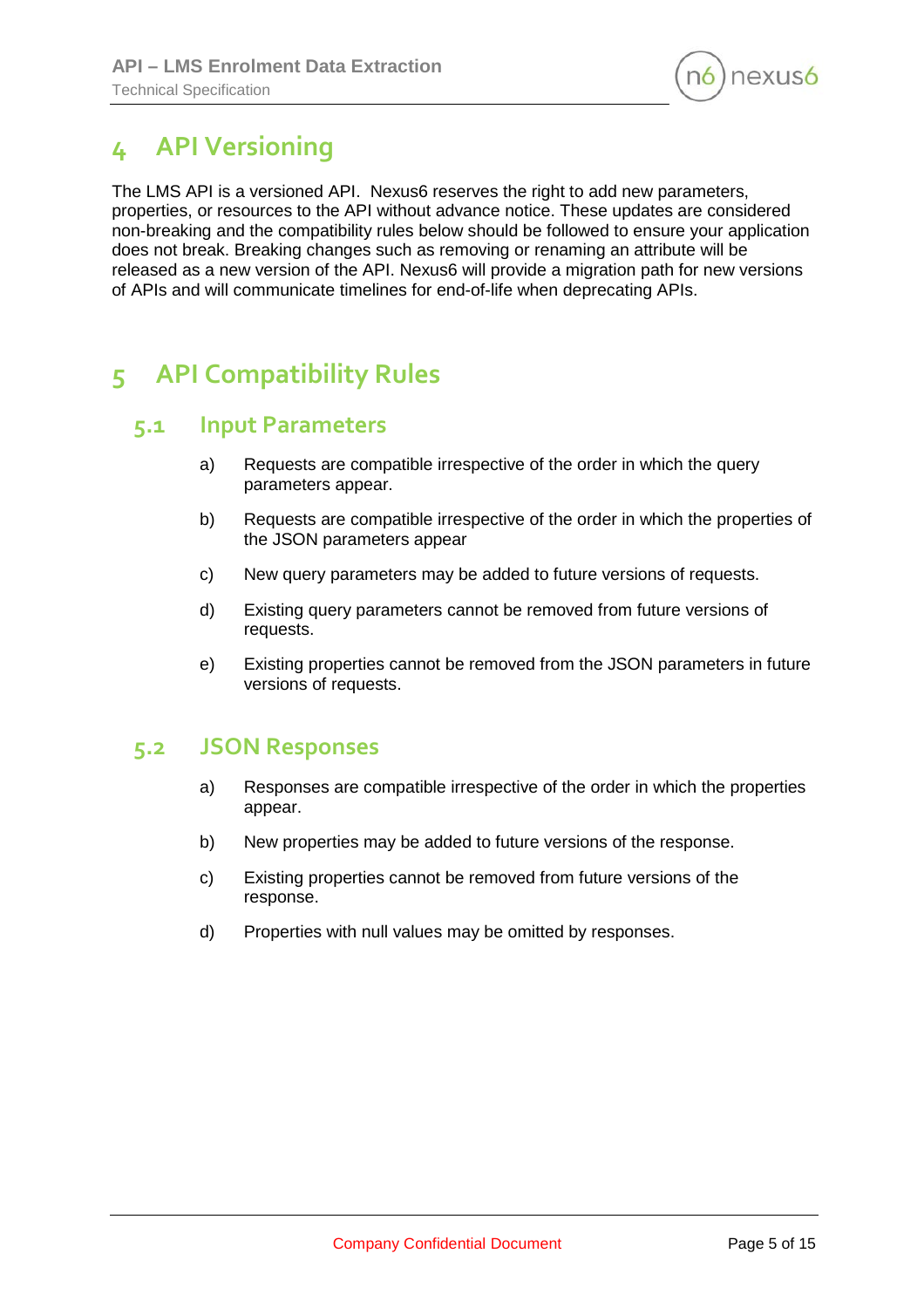# 4 API Versioning

The LMS API is a versioned API. Nexus6 reserves the right to add new parameters, properties, or resources to the API without advance notice. These updates are considered non-breaking and the compatibility rules below should be followed to ensure your application does not break. Breaking changes such as removing or renaming an attribute will be released as a new version of the API. Nexus6 will provide a migration path for new versions of APIs and will communicate timelines for end-of-life when deprecating APIs.

# 5 API Compatibility Rules

## 5.1 Input Parameters

a) Requests are compatible irrespective of the order in which the query parameters appear.

b) Requests are compatible irrespective of the order in which the properties of the JSON parameters appear

c) New query parameters may be added to future versions of requests.

d) Existing query parameters cannot be removed from future versions of requests.

e) Existing properties cannot be removed from the JSON parameters in future versions of requests.

## 5.2 JSON Responses

a) Responses are compatible irrespective of the order in which the properties appear.

b) New properties may be added to future versions of the response.

c) Existing properties cannot be removed from future versions of the response.

d) Properties with null values may be omitted by responses.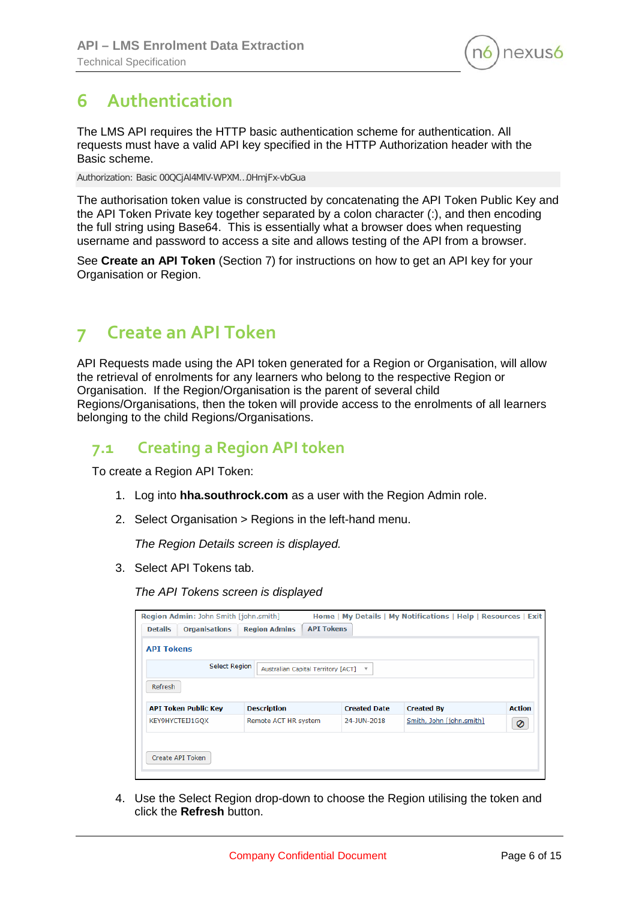# 6 Authentication

The LMS API requires the HTTP basic authentication scheme for authentication. All requests must have a valid API key specified in the HTTP Authorization header with the Basic scheme.

```
Authorization: Basic 00QCjAI4MlV-WPXM...0HmjFx-vbGua
```

The authorisation token value is constructed by concatenating the API Token Public Key and the API Token Private key together separated by a colon character (:), and then encoding the full string using Base64. This is essentially what a browser does when requesting username and password to access a site and allows testing of the API from a browser.

See **Create an API Token** (Section 7) for instructions on how to get an API key for your Organisation or Region.

# 7 Create an API Token

API Requests made using the API token generated for a Region or Organisation, will allow the retrieval of enrolments for any learners who belong to the respective Region or Organisation. If the Region/Organisation is the parent of several child Regions/Organisations, then the token will provide access to the enrolments of all learners belonging to the child Regions/Organisations.

## 7.1 Creating a Region API token

To create a Region API Token:

1. Log into **hha.southrock.com** as a user with the Region Admin role.
2. Select Organisation > Regions in the left-hand menu.

   *The Region Details screen is displayed.*

3. Select API Tokens tab.

   *The API Tokens screen is displayed*

   Region Admin: John Smith [john.smith] — Home | My Details | My Notifications | Help | Resources | Exit

   Details | Organisations | Region Admins | API Tokens

   **API Tokens**

   Select Region: Australian Capital Territory [ACT]

   Refresh

   | API Token Public Key | Description | Created Date | Created By | Action |
   |---|---|---|---|---|
   | KEY9HYCTEID1GQX | Remote ACT HR system | 24-JUN-2018 | Smith, John [john.smith] | ⊘ |

   Create API Token

4. Use the Select Region drop-down to choose the Region utilising the token and click the **Refresh** button.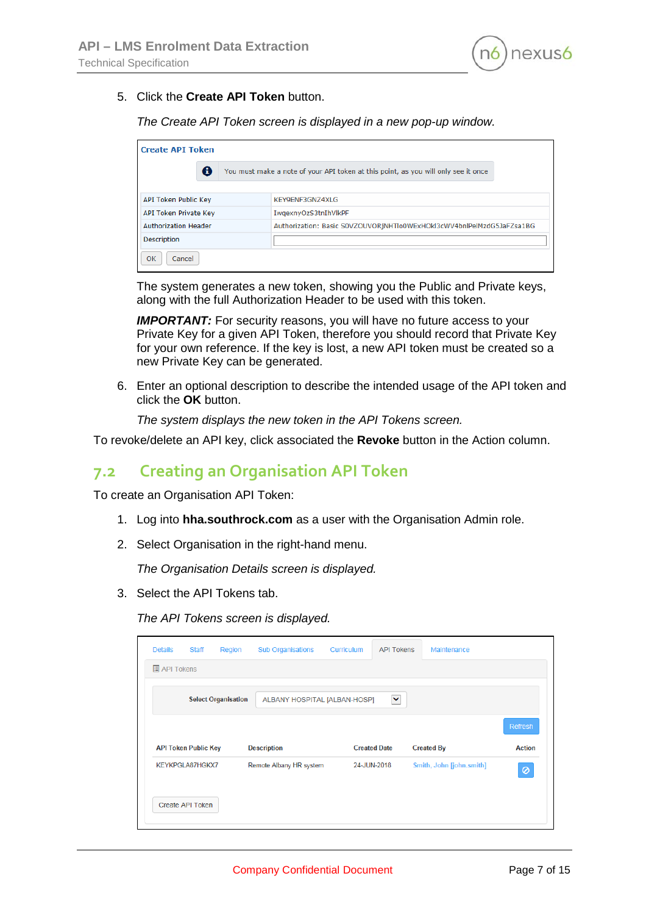5. Click the **Create API Token** button.

   *The Create API Token screen is displayed in a new pop-up window.*

   **Create API Token**

   You must make a note of your API token at this point, as you will only see it once

   | | |
   |---|---|
   | API Token Public Key | KEY9ENF3GNZ4XLG |
   | API Token Private Key | IwqexnyOzS3tnIhVlkPF |
   | Authorization Header | Authorization: Basic S0VZOUVORjNHTlo0WExHOkl3cWV4bnlPelMzdG5JaFZsa1BG |
   | Description | |

   OK  Cancel

   The system generates a new token, showing you the Public and Private keys, along with the full Authorization Header to be used with this token.

   ***IMPORTANT:*** For security reasons, you will have no future access to your Private Key for a given API Token, therefore you should record that Private Key for your own reference. If the key is lost, a new API token must be created so a new Private Key can be generated.

6. Enter an optional description to describe the intended usage of the API token and click the **OK** button.

   *The system displays the new token in the API Tokens screen.*

To revoke/delete an API key, click associated the **Revoke** button in the Action column.

## 7.2 Creating an Organisation API Token

To create an Organisation API Token:

1. Log into **hha.southrock.com** as a user with the Organisation Admin role.
2. Select Organisation in the right-hand menu.

   *The Organisation Details screen is displayed.*

3. Select the API Tokens tab.

   *The API Tokens screen is displayed.*

   Details | Staff | Region | Sub Organisations | Curriculum | API Tokens | Maintenance

   API Tokens

   Select Organisation: ALBANY HOSPITAL [ALBAN-HOSP]

   Refresh

   | API Token Public Key | Description | Created Date | Created By | Action |
   |---|---|---|---|---|
   | KEYKPGLA87HGKX7 | Remote Albany HR system | 24-JUN-2018 | Smith, John [john.smith] | |

   Create API Token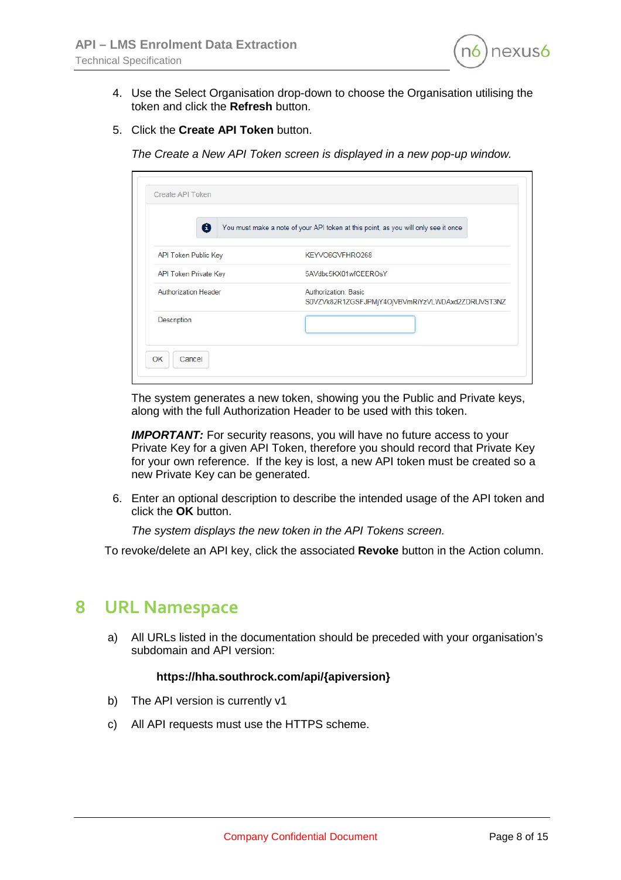4. Use the Select Organisation drop-down to choose the Organisation utilising the token and click the **Refresh** button.

5. Click the **Create API Token** button.

   *The Create a New API Token screen is displayed in a new pop-up window.*

   Create API Token

   You must make a note of your API token at this point, as you will only see it once

   | | |
   |---|---|
   | API Token Public Key | KEYVO6GVFHRO268 |
   | API Token Private Key | 5AVdbc5KX01wfCEEROsY |
   | Authorization Header | Authorization: Basic S0VZVk82R1ZGSFJPMjY4OjVBVmRiYzVLWDAxd2ZDRUVST3NZ |
   | Description | |

   OK Cancel

   The system generates a new token, showing you the Public and Private keys, along with the full Authorization Header to be used with this token.

   ***IMPORTANT:*** For security reasons, you will have no future access to your Private Key for a given API Token, therefore you should record that Private Key for your own reference. If the key is lost, a new API token must be created so a new Private Key can be generated.

6. Enter an optional description to describe the intended usage of the API token and click the **OK** button.

   *The system displays the new token in the API Tokens screen.*

To revoke/delete an API key, click the associated **Revoke** button in the Action column.

# 8 URL Namespace

a) All URLs listed in the documentation should be preceded with your organisation's subdomain and API version:

   **https://hha.southrock.com/api/{apiversion}**

b) The API version is currently v1

c) All API requests must use the HTTPS scheme.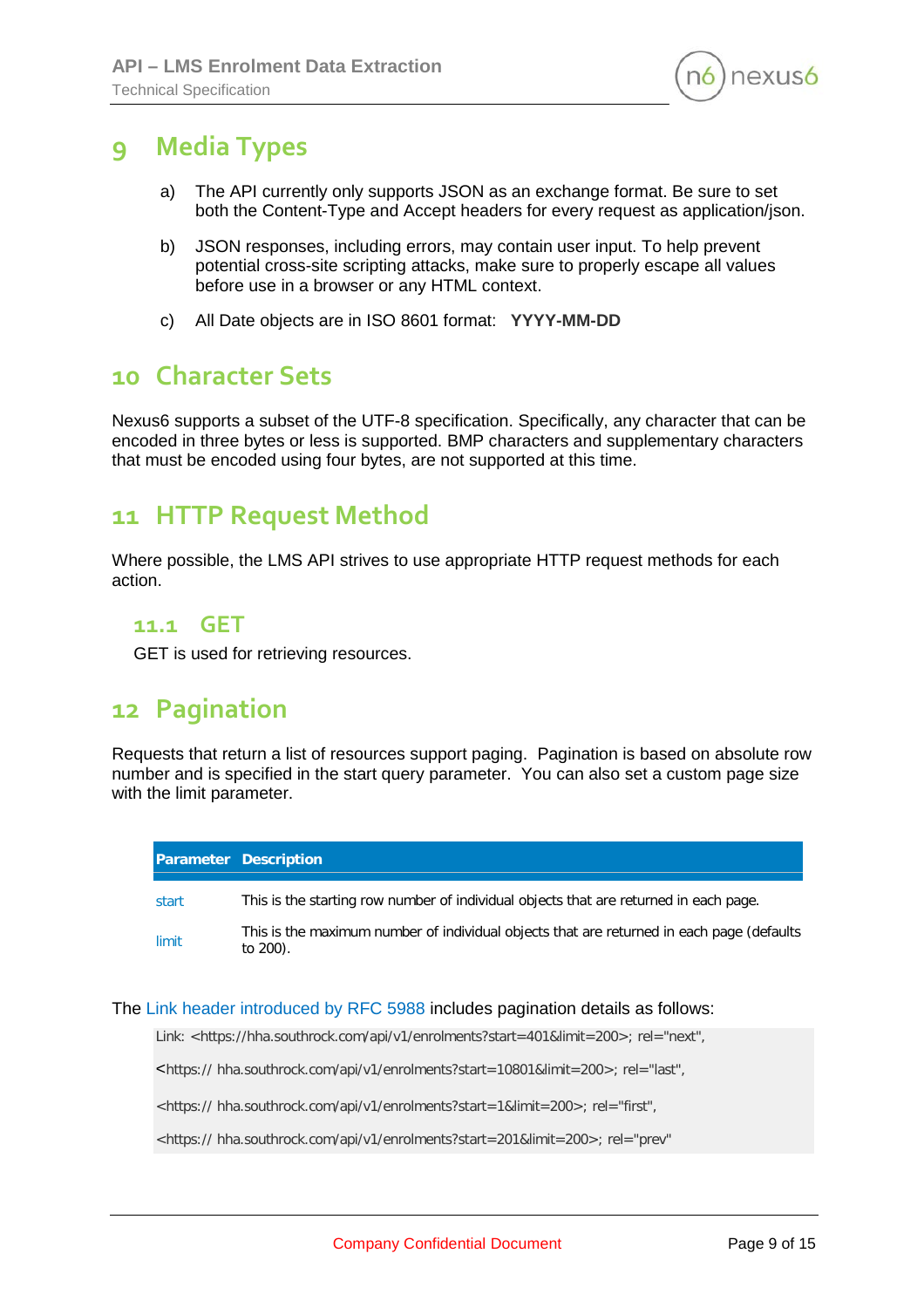# 9 Media Types

a) The API currently only supports JSON as an exchange format. Be sure to set both the Content-Type and Accept headers for every request as application/json.

b) JSON responses, including errors, may contain user input. To help prevent potential cross-site scripting attacks, make sure to properly escape all values before use in a browser or any HTML context.

c) All Date objects are in ISO 8601 format: **YYYY-MM-DD**

# 10 Character Sets

Nexus6 supports a subset of the UTF-8 specification. Specifically, any character that can be encoded in three bytes or less is supported. BMP characters and supplementary characters that must be encoded using four bytes, are not supported at this time.

# 11 HTTP Request Method

Where possible, the LMS API strives to use appropriate HTTP request methods for each action.

## 11.1 GET

GET is used for retrieving resources.

# 12 Pagination

Requests that return a list of resources support paging. Pagination is based on absolute row number and is specified in the start query parameter. You can also set a custom page size with the limit parameter.

| Parameter | Description |
|---|---|
| start | This is the starting row number of individual objects that are returned in each page. |
| limit | This is the maximum number of individual objects that are returned in each page (defaults to 200). |

The Link header introduced by RFC 5988 includes pagination details as follows:

```
Link: <https://hha.southrock.com/api/v1/enrolments?start=401&limit=200>; rel="next",

<https:// hha.southrock.com/api/v1/enrolments?start=10801&limit=200>; rel="last",

<https:// hha.southrock.com/api/v1/enrolments?start=1&limit=200>; rel="first",

<https:// hha.southrock.com/api/v1/enrolments?start=201&limit=200>; rel="prev"
```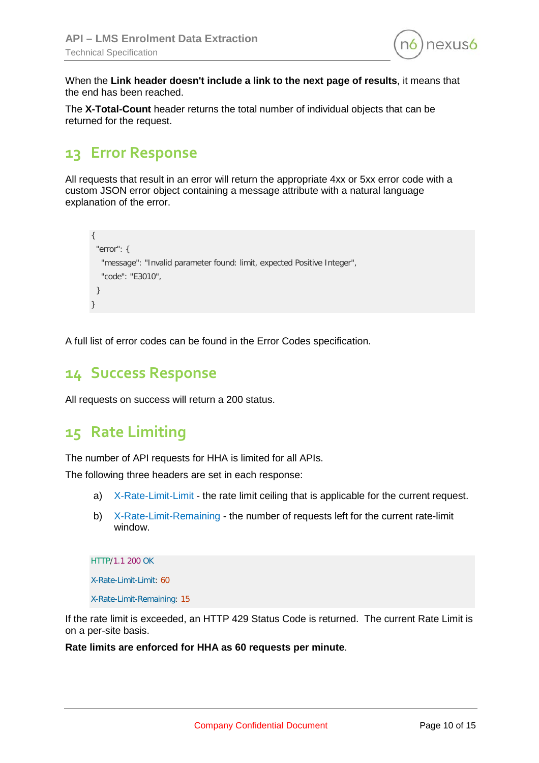When the **Link header doesn't include a link to the next page of results**, it means that the end has been reached.

The **X-Total-Count** header returns the total number of individual objects that can be returned for the request.

## 13 Error Response

All requests that result in an error will return the appropriate 4xx or 5xx error code with a custom JSON error object containing a message attribute with a natural language explanation of the error.

```
{
 "error": {
  "message": "Invalid parameter found: limit, expected Positive Integer",
  "code": "E3010",
 }
}
```

A full list of error codes can be found in the Error Codes specification.

## 14 Success Response

All requests on success will return a 200 status.

## 15 Rate Limiting

The number of API requests for HHA is limited for all APIs.

The following three headers are set in each response:

a) X-Rate-Limit-Limit - the rate limit ceiling that is applicable for the current request.

b) X-Rate-Limit-Remaining - the number of requests left for the current rate-limit window.

```
HTTP/1.1 200 OK
X-Rate-Limit-Limit: 60
X-Rate-Limit-Remaining: 15
```

If the rate limit is exceeded, an HTTP 429 Status Code is returned. The current Rate Limit is on a per-site basis.

**Rate limits are enforced for HHA as 60 requests per minute**.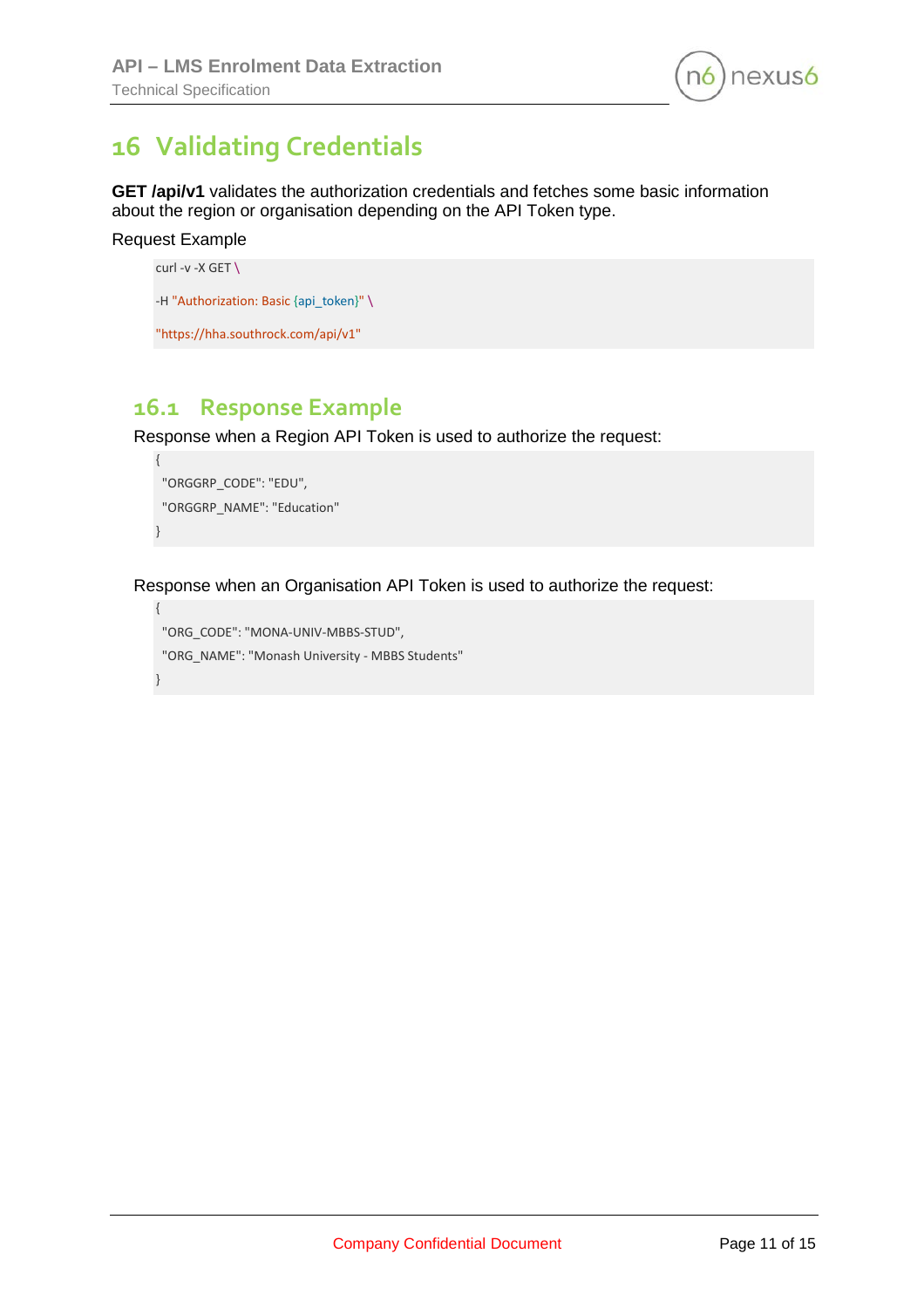# 16 Validating Credentials

**GET /api/v1** validates the authorization credentials and fetches some basic information about the region or organisation depending on the API Token type.

Request Example

```
curl -v -X GET \
-H "Authorization: Basic {api_token}" \
"https://hha.southrock.com/api/v1"
```

## 16.1 Response Example

Response when a Region API Token is used to authorize the request:

```
{
 "ORGGRP_CODE": "EDU",
 "ORGGRP_NAME": "Education"
}
```

Response when an Organisation API Token is used to authorize the request:

```
{
 "ORG_CODE": "MONA-UNIV-MBBS-STUD",
 "ORG_NAME": "Monash University - MBBS Students"
}
```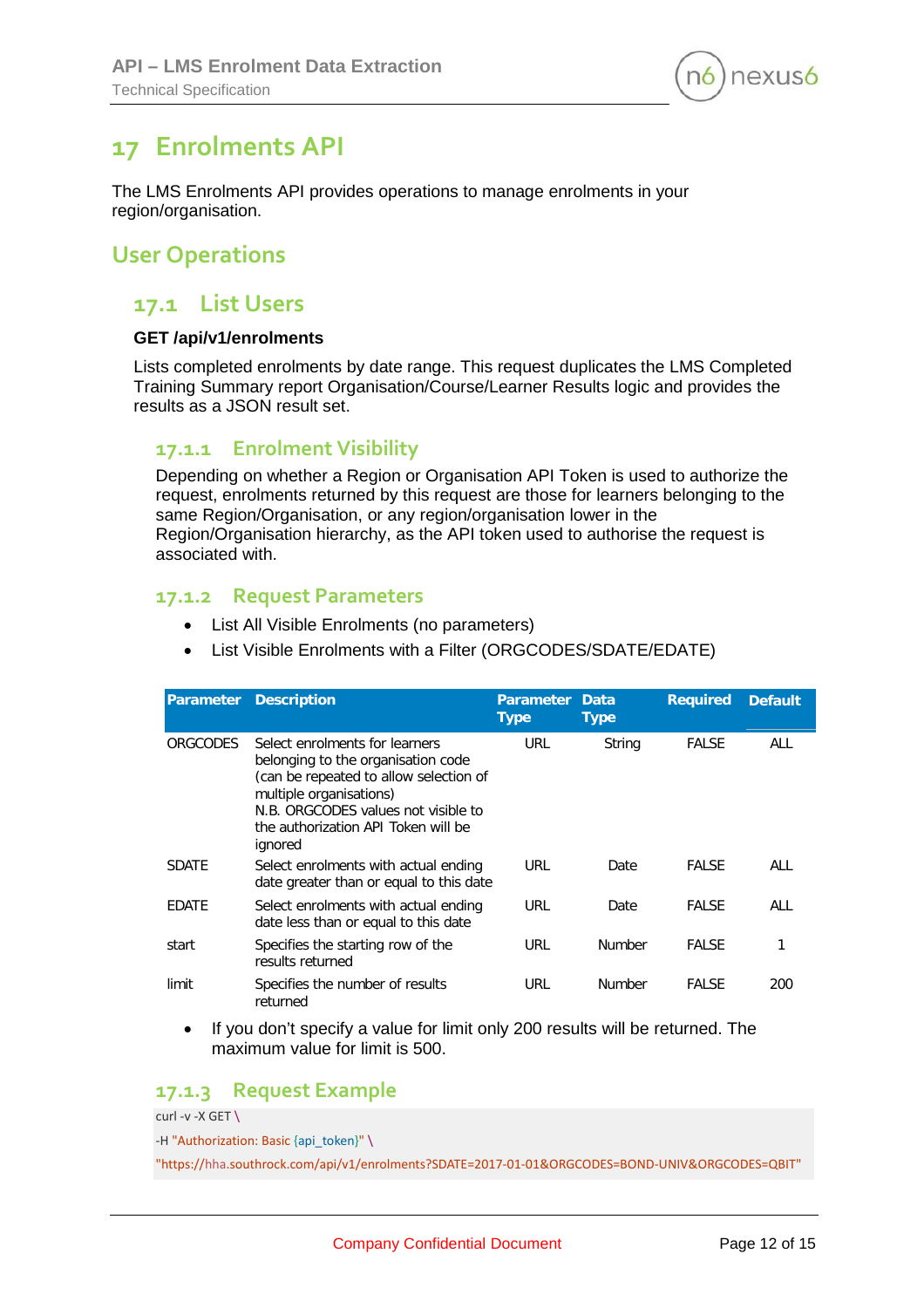# 17 Enrolments API

The LMS Enrolments API provides operations to manage enrolments in your region/organisation.

## User Operations

## 17.1 List Users

**GET /api/v1/enrolments**

Lists completed enrolments by date range. This request duplicates the LMS Completed Training Summary report Organisation/Course/Learner Results logic and provides the results as a JSON result set.

### 17.1.1 Enrolment Visibility

Depending on whether a Region or Organisation API Token is used to authorize the request, enrolments returned by this request are those for learners belonging to the same Region/Organisation, or any region/organisation lower in the Region/Organisation hierarchy, as the API token used to authorise the request is associated with.

### 17.1.2 Request Parameters

- List All Visible Enrolments (no parameters)
- List Visible Enrolments with a Filter (ORGCODES/SDATE/EDATE)

| Parameter | Description | Parameter Type | Data Type | Required | Default |
|---|---|---|---|---|---|
| ORGCODES | Select enrolments for learners belonging to the organisation code (can be repeated to allow selection of multiple organisations) N.B. ORGCODES values not visible to the authorization API Token will be ignored | URL | String | FALSE | ALL |
| SDATE | Select enrolments with actual ending date greater than or equal to this date | URL | Date | FALSE | ALL |
| EDATE | Select enrolments with actual ending date less than or equal to this date | URL | Date | FALSE | ALL |
| start | Specifies the starting row of the results returned | URL | Number | FALSE | 1 |
| limit | Specifies the number of results returned | URL | Number | FALSE | 200 |

- If you don't specify a value for limit only 200 results will be returned. The maximum value for limit is 500.

### 17.1.3 Request Example

```
curl -v -X GET \
-H "Authorization: Basic {api_token}" \
"https://hha.southrock.com/api/v1/enrolments?SDATE=2017-01-01&ORGCODES=BOND-UNIV&ORGCODES=QBIT"
```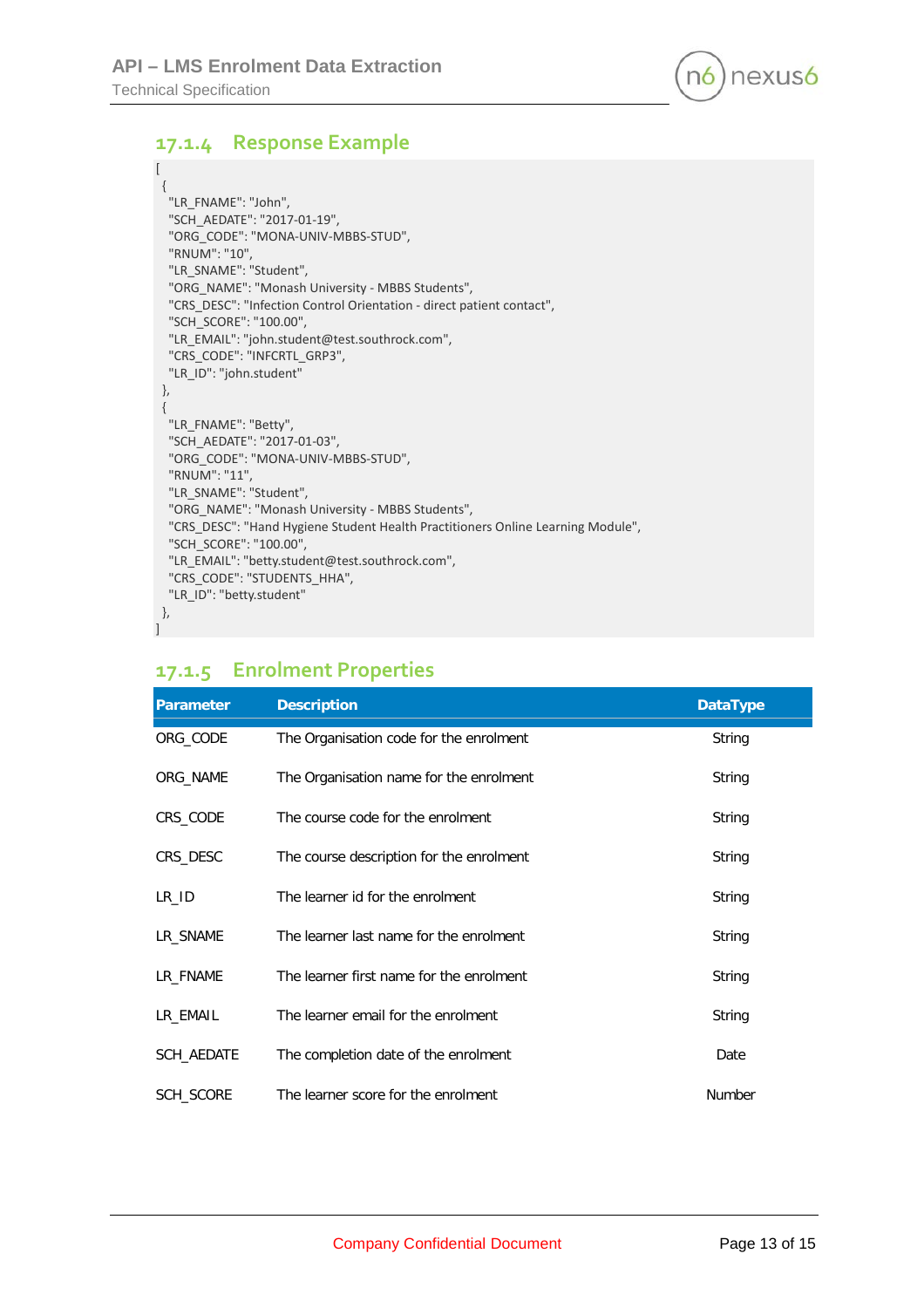### 17.1.4 Response Example

```
[
 {
  "LR_FNAME": "John",
  "SCH_AEDATE": "2017-01-19",
  "ORG_CODE": "MONA-UNIV-MBBS-STUD",
  "RNUM": "10",
  "LR_SNAME": "Student",
  "ORG_NAME": "Monash University - MBBS Students",
  "CRS_DESC": "Infection Control Orientation - direct patient contact",
  "SCH_SCORE": "100.00",
  "LR_EMAIL": "john.student@test.southrock.com",
  "CRS_CODE": "INFCRTL_GRP3",
  "LR_ID": "john.student"
 },
 {
  "LR_FNAME": "Betty",
  "SCH_AEDATE": "2017-01-03",
  "ORG_CODE": "MONA-UNIV-MBBS-STUD",
  "RNUM": "11",
  "LR_SNAME": "Student",
  "ORG_NAME": "Monash University - MBBS Students",
  "CRS_DESC": "Hand Hygiene Student Health Practitioners Online Learning Module",
  "SCH_SCORE": "100.00",
  "LR_EMAIL": "betty.student@test.southrock.com",
  "CRS_CODE": "STUDENTS_HHA",
  "LR_ID": "betty.student"
 },
]
```

### 17.1.5 Enrolment Properties

| Parameter | Description | DataType |
|---|---|---|
| ORG_CODE | The Organisation code for the enrolment | String |
| ORG_NAME | The Organisation name for the enrolment | String |
| CRS_CODE | The course code for the enrolment | String |
| CRS_DESC | The course description for the enrolment | String |
| LR_ID | The learner id for the enrolment | String |
| LR_SNAME | The learner last name for the enrolment | String |
| LR_FNAME | The learner first name for the enrolment | String |
| LR_EMAIL | The learner email for the enrolment | String |
| SCH_AEDATE | The completion date of the enrolment | Date |
| SCH_SCORE | The learner score for the enrolment | Number |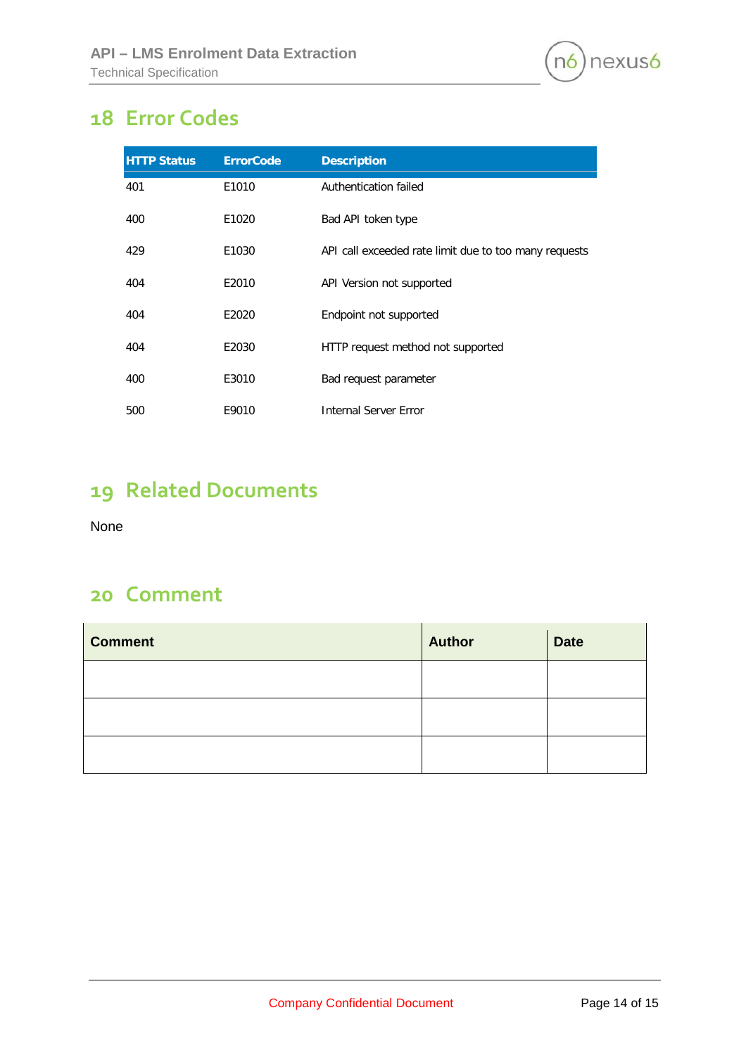## 18 Error Codes

| HTTP Status | ErrorCode | Description |
|---|---|---|
| 401 | E1010 | Authentication failed |
| 400 | E1020 | Bad API token type |
| 429 | E1030 | API call exceeded rate limit due to too many requests |
| 404 | E2010 | API Version not supported |
| 404 | E2020 | Endpoint not supported |
| 404 | E2030 | HTTP request method not supported |
| 400 | E3010 | Bad request parameter |
| 500 | E9010 | Internal Server Error |

## 19 Related Documents

None

## 20 Comment

| Comment | Author | Date |
|---|---|---|
| | | |
| | | |
| | | |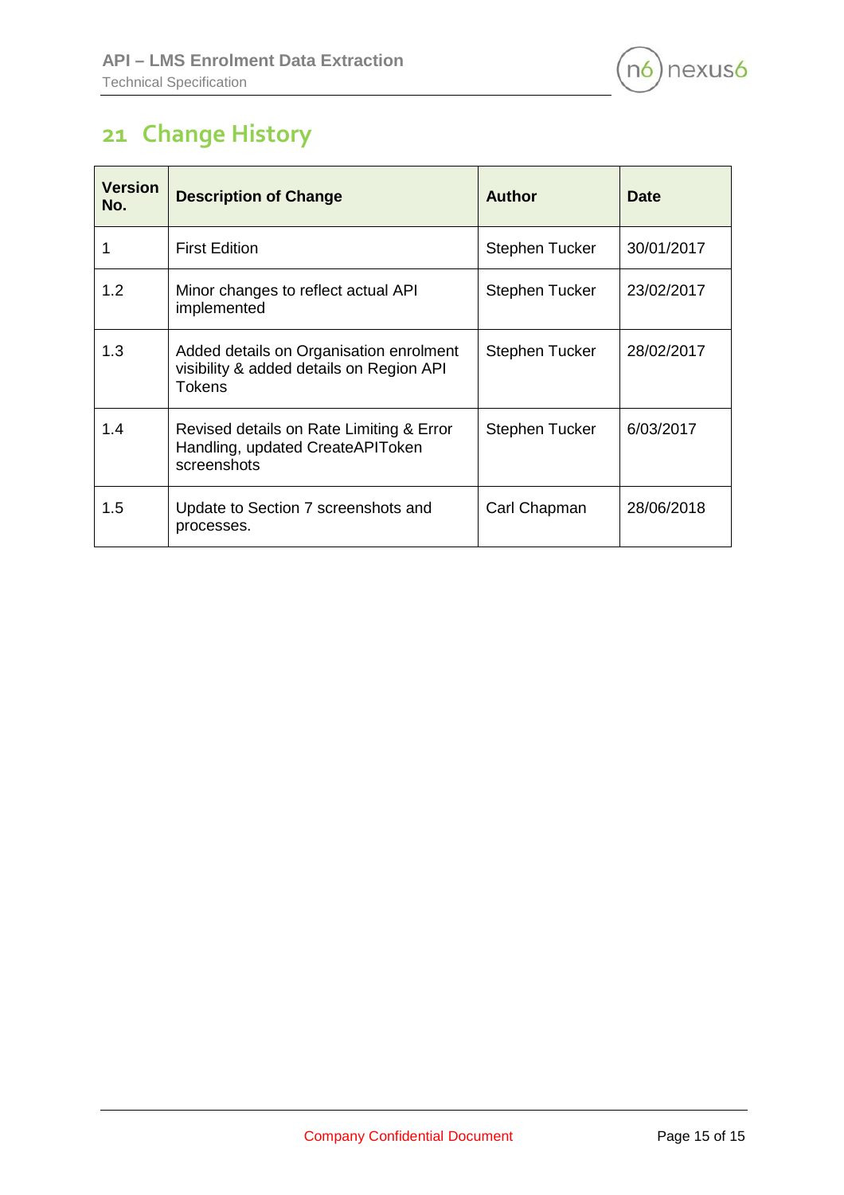# 21 Change History

| Version No. | Description of Change | Author | Date |
| --- | --- | --- | --- |
| 1 | First Edition | Stephen Tucker | 30/01/2017 |
| 1.2 | Minor changes to reflect actual API implemented | Stephen Tucker | 23/02/2017 |
| 1.3 | Added details on Organisation enrolment visibility & added details on Region API Tokens | Stephen Tucker | 28/02/2017 |
| 1.4 | Revised details on Rate Limiting & Error Handling, updated CreateAPIToken screenshots | Stephen Tucker | 6/03/2017 |
| 1.5 | Update to Section 7 screenshots and processes. | Carl Chapman | 28/06/2018 |